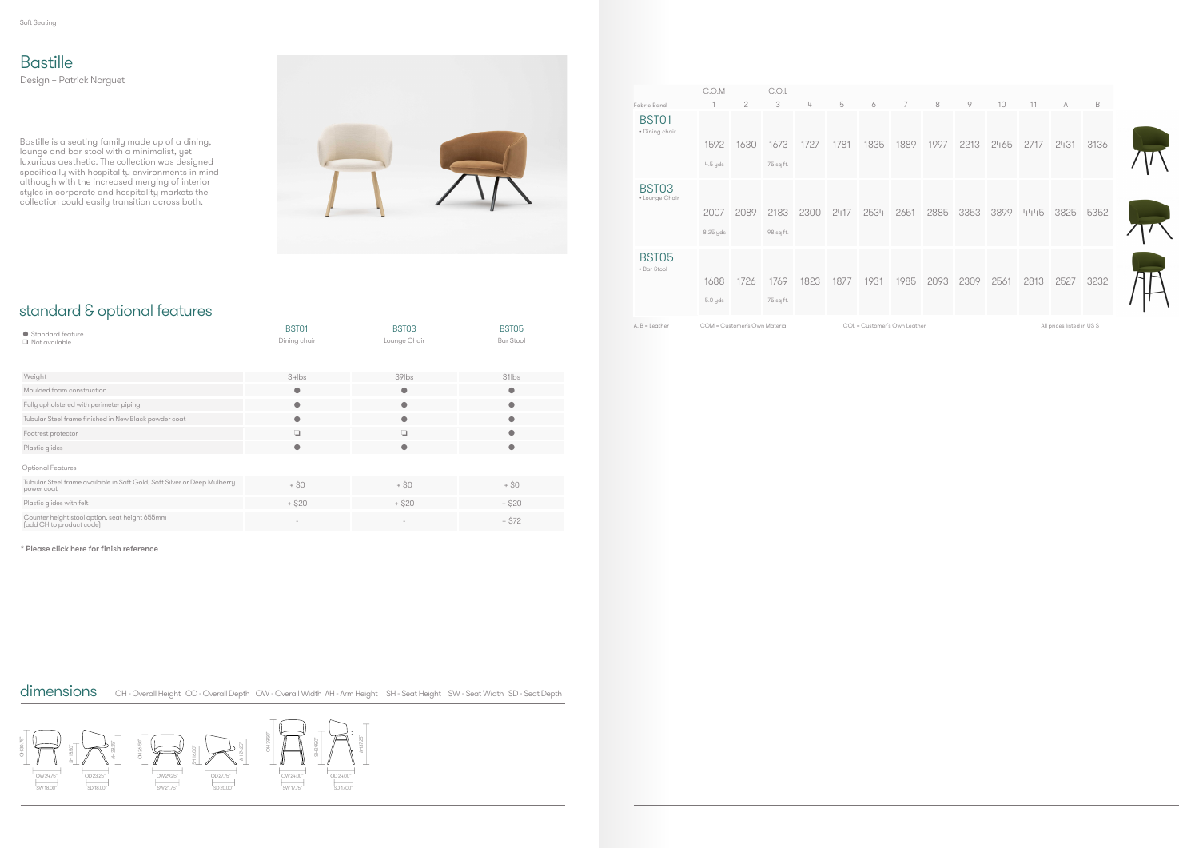# Bastille

Design – Patrick Norguet

Bastille is a seating family made up of a dining, lounge and bar stool with a minimalist, yet luxurious aesthetic. The collection was designed specifically with hospitality environments in mind although with the increased merging of interior styles in corporate and hospitality markets the collection could easily transition across both.

## standard & optional features

| ● Standard feature<br>❏ Not available | BST01<br>Dining chair | BST03<br>Lounge Chair | BST05<br>Bar Stool |
|---|---|---|---|
| Weight | 34lbs | 39lbs | 31lbs |
| Moulded foam construction | ● | ● | ● |
| Fully upholstered with perimeter piping | ● | ● | ● |
| Tubular Steel frame finished in New Black powder coat | ● | ● | ● |
| Footrest protector | ❏ | ❏ | ● |
| Plastic glides | ● | ● | ● |
| **Optional Features** | | | |
| Tubular Steel frame available in Soft Gold, Soft Silver or Deep Mulberry power coat | + $0 | + $0 | + $0 |
| Plastic glides with felt | + $20 | + $20 | + $20 |
| Counter height stool option, seat height 655mm (add CH to product code) | - | - | + $72 |

* Please click here for finish reference

## dimensions

OH - Overall Height OD - Overall Depth OW - Overall Width AH - Arm Height SH - Seat Height SW - Seat Width SD - Seat Depth

BST01: OH 30.75" SH 18.50" AH 26.25" OW 24.75" OD 23.25" SW 18.00" SD 18.00"

BST03: OH 26.50" SH 16.00" AH 24.25" OW 29.25" OD 27.75" SW 21.75" SD 20.00"

BST05: OH 39.50" SH 29.50" AH 37.25" OW 24.00" OD 24.00" SW 17.75" SD 17.00"

| Fabric Band | 1 (C.O.M) | 2 | 3 (C.O.L) | 4 | 5 | 6 | 7 | 8 | 9 | 10 | 11 | A | B |
|---|---|---|---|---|---|---|---|---|---|---|---|---|---|
| **BST01** • Dining chair | 1592<br>4.5 yds | 1630 | 1673<br>75 sq ft. | 1727 | 1781 | 1835 | 1889 | 1997 | 2213 | 2465 | 2717 | 2431 | 3136 |
| **BST03** • Lounge Chair | 2007<br>8.25 yds | 2089 | 2183<br>98 sq ft. | 2300 | 2417 | 2534 | 2651 | 2885 | 3353 | 3899 | 4445 | 3825 | 5352 |
| **BST05** • Bar Stool | 1688<br>5.0 yds | 1726 | 1769<br>75 sq ft. | 1823 | 1877 | 1931 | 1985 | 2093 | 2309 | 2561 | 2813 | 2527 | 3232 |

A, B = Leather COM = Customer's Own Material COL = Customer's Own Leather All prices listed in US $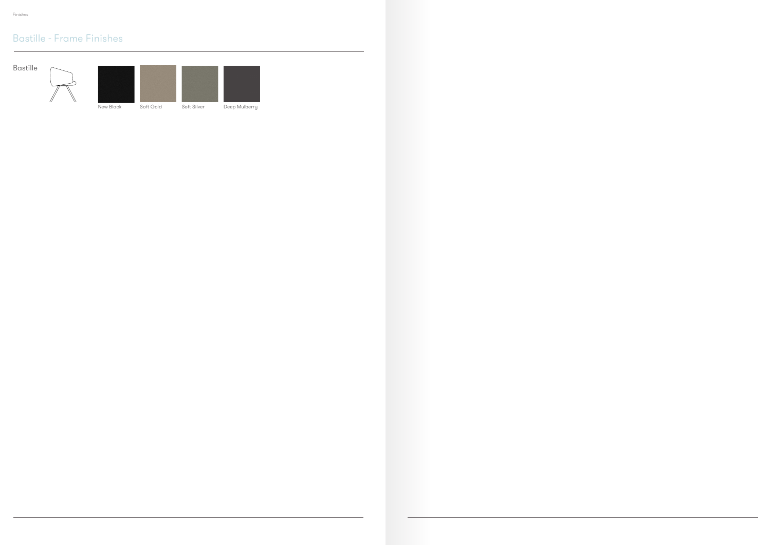## Bastille - Frame Finishes

Bastille

New Black

Soft Gold

Soft Silver

Deep Mulberry